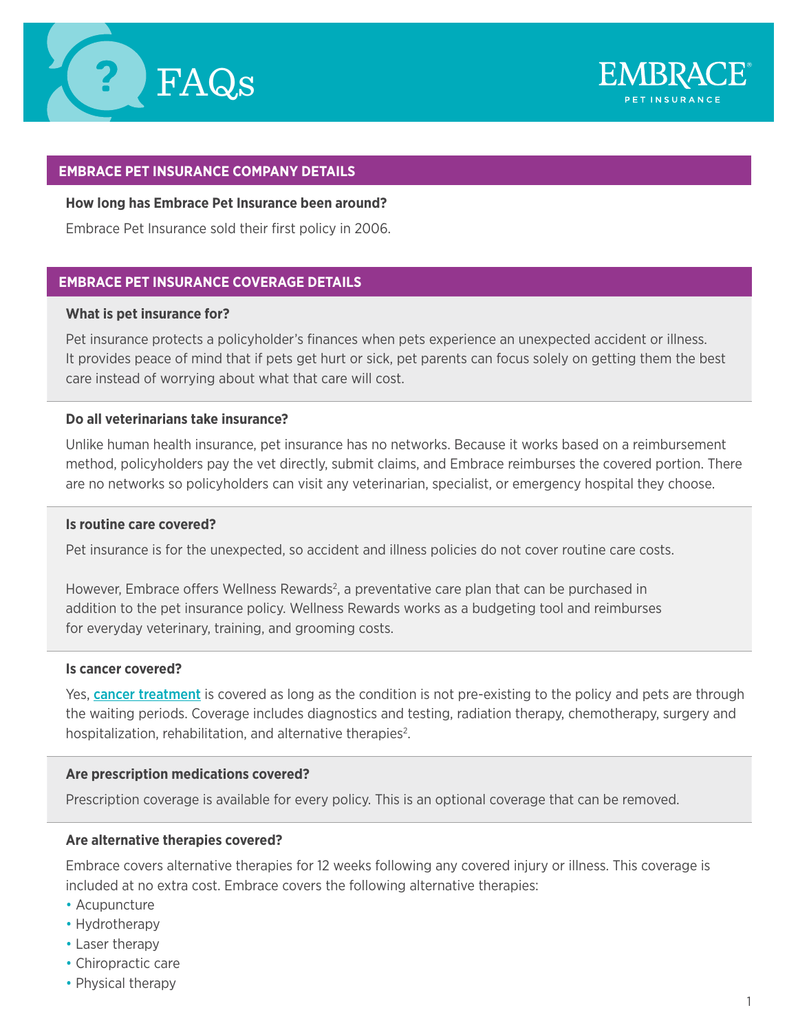# FAQs

EMBRACE PET INSURANCE

## EMBRACE PET INSURANCE COMPANY DETAILS

**How long has Embrace Pet Insurance been around?**

Embrace Pet Insurance sold their first policy in 2006.

## EMBRACE PET INSURANCE COVERAGE DETAILS

**What is pet insurance for?**

Pet insurance protects a policyholder's finances when pets experience an unexpected accident or illness. It provides peace of mind that if pets get hurt or sick, pet parents can focus solely on getting them the best care instead of worrying about what that care will cost.

**Do all veterinarians take insurance?**

Unlike human health insurance, pet insurance has no networks. Because it works based on a reimbursement method, policyholders pay the vet directly, submit claims, and Embrace reimburses the covered portion. There are no networks so policyholders can visit any veterinarian, specialist, or emergency hospital they choose.

**Is routine care covered?**

Pet insurance is for the unexpected, so accident and illness policies do not cover routine care costs.

However, Embrace offers Wellness Rewards[2], a preventative care plan that can be purchased in addition to the pet insurance policy. Wellness Rewards works as a budgeting tool and reimburses for everyday veterinary, training, and grooming costs.

**Is cancer covered?**

Yes, cancer treatment is covered as long as the condition is not pre-existing to the policy and pets are through the waiting periods. Coverage includes diagnostics and testing, radiation therapy, chemotherapy, surgery and hospitalization, rehabilitation, and alternative therapies[2].

**Are prescription medications covered?**

Prescription coverage is available for every policy. This is an optional coverage that can be removed.

**Are alternative therapies covered?**

Embrace covers alternative therapies for 12 weeks following any covered injury or illness. This coverage is included at no extra cost. Embrace covers the following alternative therapies:

- Acupuncture
- Hydrotherapy
- Laser therapy
- Chiropractic care
- Physical therapy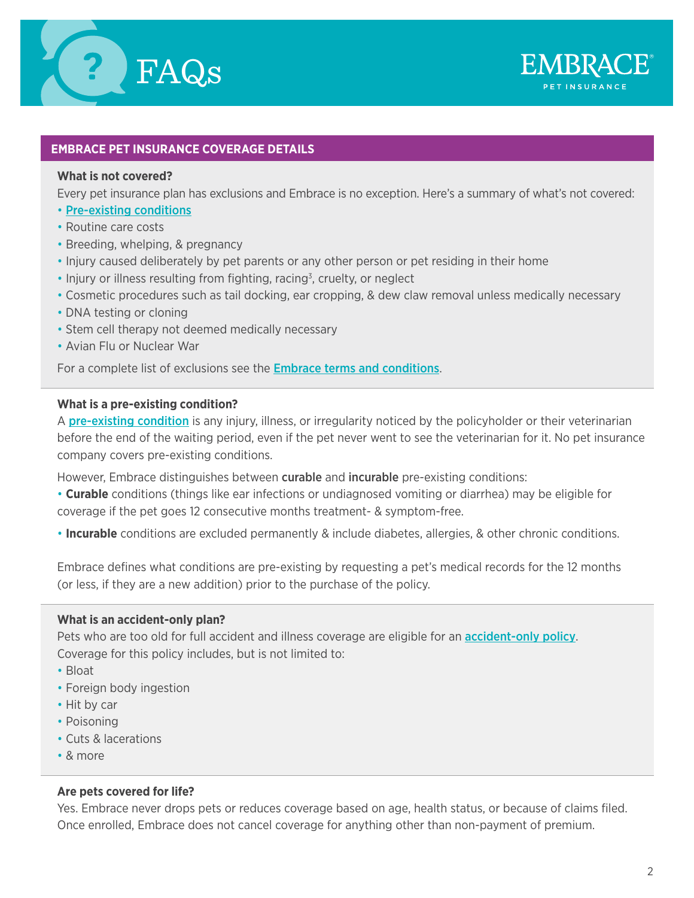# FAQs

EMBRACE PET INSURANCE

## EMBRACE PET INSURANCE COVERAGE DETAILS

**What is not covered?**

Every pet insurance plan has exclusions and Embrace is no exception. Here's a summary of what's not covered:

- Pre-existing conditions
- Routine care costs
- Breeding, whelping, & pregnancy
- Injury caused deliberately by pet parents or any other person or pet residing in their home
- Injury or illness resulting from fighting, racing[3], cruelty, or neglect
- Cosmetic procedures such as tail docking, ear cropping, & dew claw removal unless medically necessary
- DNA testing or cloning
- Stem cell therapy not deemed medically necessary
- Avian Flu or Nuclear War

For a complete list of exclusions see the Embrace terms and conditions.

**What is a pre-existing condition?**

A pre-existing condition is any injury, illness, or irregularity noticed by the policyholder or their veterinarian before the end of the waiting period, even if the pet never went to see the veterinarian for it. No pet insurance company covers pre-existing conditions.

However, Embrace distinguishes between **curable** and **incurable** pre-existing conditions:

- **Curable** conditions (things like ear infections or undiagnosed vomiting or diarrhea) may be eligible for coverage if the pet goes 12 consecutive months treatment- & symptom-free.
- **Incurable** conditions are excluded permanently & include diabetes, allergies, & other chronic conditions.

Embrace defines what conditions are pre-existing by requesting a pet's medical records for the 12 months (or less, if they are a new addition) prior to the purchase of the policy.

**What is an accident-only plan?**

Pets who are too old for full accident and illness coverage are eligible for an accident-only policy. Coverage for this policy includes, but is not limited to:

- Bloat
- Foreign body ingestion
- Hit by car
- Poisoning
- Cuts & lacerations
- & more

**Are pets covered for life?**

Yes. Embrace never drops pets or reduces coverage based on age, health status, or because of claims filed. Once enrolled, Embrace does not cancel coverage for anything other than non-payment of premium.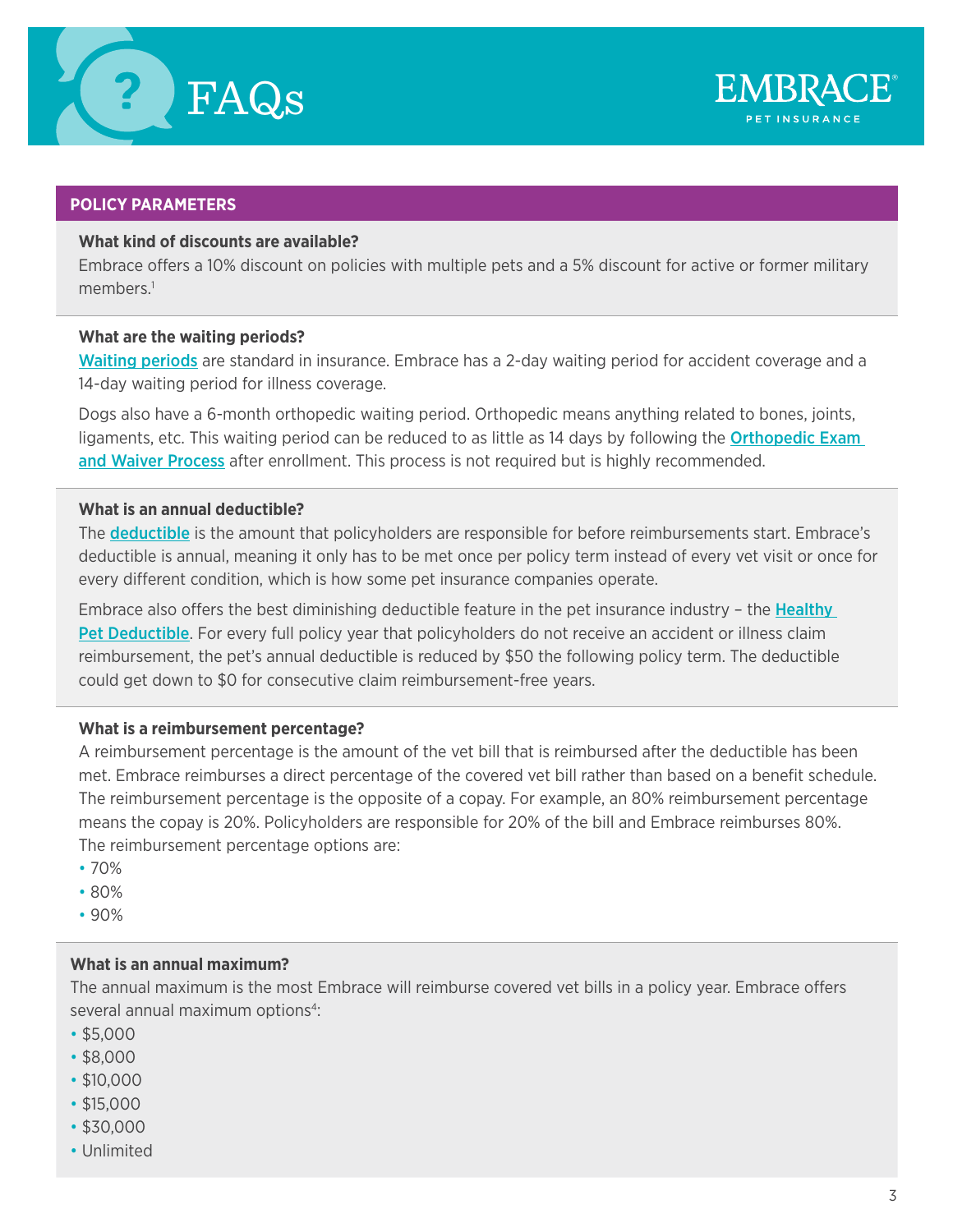# FAQs

EMBRACE PET INSURANCE

## POLICY PARAMETERS

### What kind of discounts are available?

Embrace offers a 10% discount on policies with multiple pets and a 5% discount for active or former military members.[1]

### What are the waiting periods?

Waiting periods are standard in insurance. Embrace has a 2-day waiting period for accident coverage and a 14-day waiting period for illness coverage.

Dogs also have a 6-month orthopedic waiting period. Orthopedic means anything related to bones, joints, ligaments, etc. This waiting period can be reduced to as little as 14 days by following the **Orthopedic Exam and Waiver Process** after enrollment. This process is not required but is highly recommended.

### What is an annual deductible?

The **deductible** is the amount that policyholders are responsible for before reimbursements start. Embrace's deductible is annual, meaning it only has to be met once per policy term instead of every vet visit or once for every different condition, which is how some pet insurance companies operate.

Embrace also offers the best diminishing deductible feature in the pet insurance industry – the **Healthy Pet Deductible**. For every full policy year that policyholders do not receive an accident or illness claim reimbursement, the pet's annual deductible is reduced by $50 the following policy term. The deductible could get down to $0 for consecutive claim reimbursement-free years.

### What is a reimbursement percentage?

A reimbursement percentage is the amount of the vet bill that is reimbursed after the deductible has been met. Embrace reimburses a direct percentage of the covered vet bill rather than based on a benefit schedule. The reimbursement percentage is the opposite of a copay. For example, an 80% reimbursement percentage means the copay is 20%. Policyholders are responsible for 20% of the bill and Embrace reimburses 80%. The reimbursement percentage options are:

- 70%
- 80%
- 90%

### What is an annual maximum?

The annual maximum is the most Embrace will reimburse covered vet bills in a policy year. Embrace offers several annual maximum options[4]:

- $5,000
- $8,000
- $10,000
- $15,000
- $30,000
- Unlimited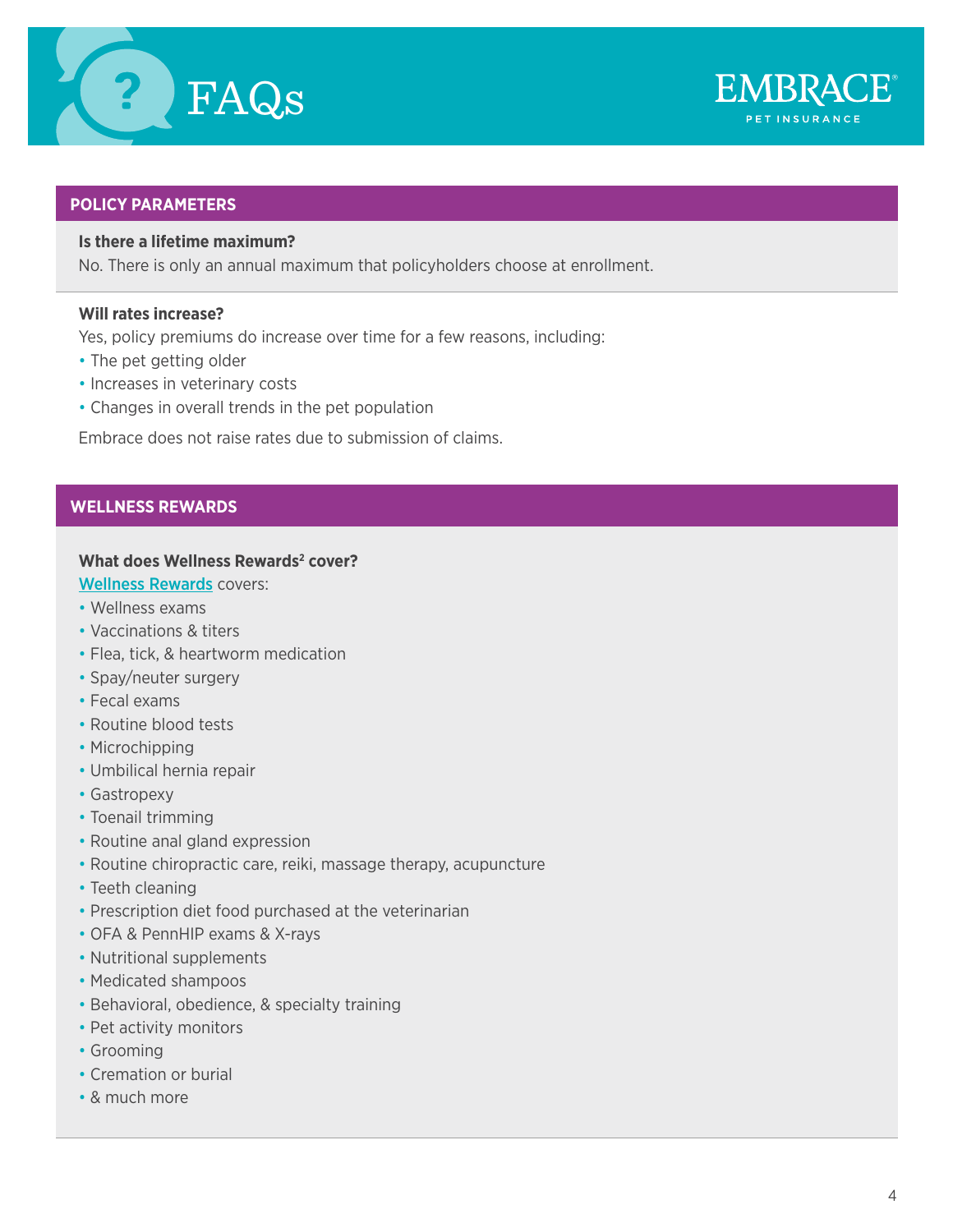# FAQs

EMBRACE PET INSURANCE

## POLICY PARAMETERS

**Is there a lifetime maximum?**

No. There is only an annual maximum that policyholders choose at enrollment.

**Will rates increase?**

Yes, policy premiums do increase over time for a few reasons, including:

- The pet getting older
- Increases in veterinary costs
- Changes in overall trends in the pet population

Embrace does not raise rates due to submission of claims.

## WELLNESS REWARDS

**What does Wellness Rewards[2] cover?**

Wellness Rewards covers:

- Wellness exams
- Vaccinations & titers
- Flea, tick, & heartworm medication
- Spay/neuter surgery
- Fecal exams
- Routine blood tests
- Microchipping
- Umbilical hernia repair
- Gastropexy
- Toenail trimming
- Routine anal gland expression
- Routine chiropractic care, reiki, massage therapy, acupuncture
- Teeth cleaning
- Prescription diet food purchased at the veterinarian
- OFA & PennHIP exams & X-rays
- Nutritional supplements
- Medicated shampoos
- Behavioral, obedience, & specialty training
- Pet activity monitors
- Grooming
- Cremation or burial
- & much more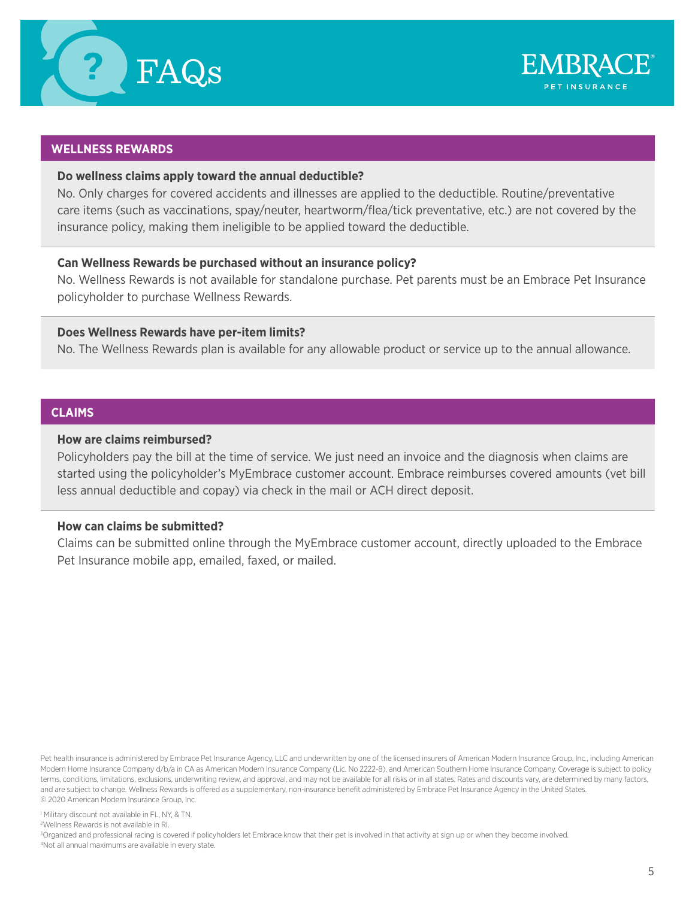# FAQs

EMBRACE PET INSURANCE

## WELLNESS REWARDS

**Do wellness claims apply toward the annual deductible?**

No. Only charges for covered accidents and illnesses are applied to the deductible. Routine/preventative care items (such as vaccinations, spay/neuter, heartworm/flea/tick preventative, etc.) are not covered by the insurance policy, making them ineligible to be applied toward the deductible.

**Can Wellness Rewards be purchased without an insurance policy?**

No. Wellness Rewards is not available for standalone purchase. Pet parents must be an Embrace Pet Insurance policyholder to purchase Wellness Rewards.

**Does Wellness Rewards have per-item limits?**

No. The Wellness Rewards plan is available for any allowable product or service up to the annual allowance.

## CLAIMS

**How are claims reimbursed?**

Policyholders pay the bill at the time of service. We just need an invoice and the diagnosis when claims are started using the policyholder's MyEmbrace customer account. Embrace reimburses covered amounts (vet bill less annual deductible and copay) via check in the mail or ACH direct deposit.

**How can claims be submitted?**

Claims can be submitted online through the MyEmbrace customer account, directly uploaded to the Embrace Pet Insurance mobile app, emailed, faxed, or mailed.

Pet health insurance is administered by Embrace Pet Insurance Agency, LLC and underwritten by one of the licensed insurers of American Modern Insurance Group, Inc., including American Modern Home Insurance Company d/b/a in CA as American Modern Insurance Company (Lic. No 2222-8), and American Southern Home Insurance Company. Coverage is subject to policy terms, conditions, limitations, exclusions, underwriting review, and approval, and may not be available for all risks or in all states. Rates and discounts vary, are determined by many factors, and are subject to change. Wellness Rewards is offered as a supplementary, non-insurance benefit administered by Embrace Pet Insurance Agency in the United States.
© 2020 American Modern Insurance Group, Inc.

[1] Military discount not available in FL, NY, & TN.
[2] Wellness Rewards is not available in RI.
[3] Organized and professional racing is covered if policyholders let Embrace know that their pet is involved in that activity at sign up or when they become involved.
[4] Not all annual maximums are available in every state.